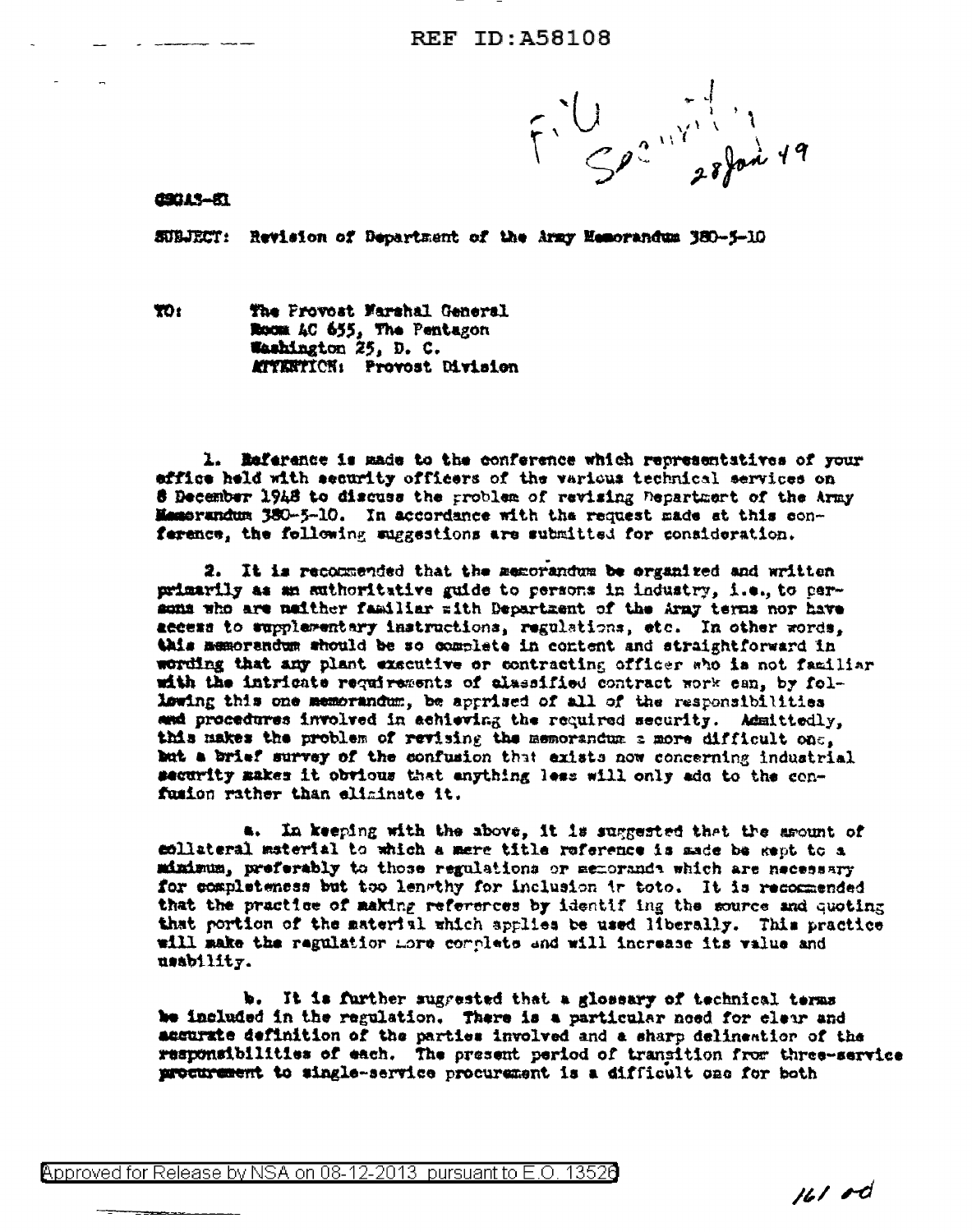REF ID:A58108

File Security 28 Jan 49

CSGAS-81

SUBJECT: Revision of Department of the Army Memorandum 380-5-10

TO: The Provost Marshal General
Room 4C 655, The Pentagon
Washington 25, D. C.
ATTENTION: Provost Division

1. Reference is made to the conference which representatives of your office held with security officers of the various technical services on 8 December 1948 to discuss the problem of revising Department of the Army Memorandum 380-5-10. In accordance with the request made at this conference, the following suggestions are submitted for consideration.

2. It is recommended that the memorandum be organized and written primarily as an authoritative guide to persons in industry, i.e., to persons who are neither familiar with Department of the Army terms nor have access to supplementary instructions, regulations, etc. In other words, this memorandum should be so complete in content and straightforward in wording that any plant executive or contracting officer who is not familiar with the intricate requirements of classified contract work can, by following this one memorandum, be apprised of all of the responsibilities and procedures involved in achieving the required security. Admittedly, this makes the problem of revising the memorandum a more difficult one, but a brief survey of the confusion that exists now concerning industrial security makes it obvious that anything less will only add to the confusion rather than eliminate it.

a. In keeping with the above, it is suggested that the amount of collateral material to which a mere title reference is made be kept to a minimum, preferably to those regulations or memoranda which are necessary for completeness but too lengthy for inclusion in toto. It is recommended that the practice of making references by identifying the source and quoting that portion of the material which applies be used liberally. This practice will make the regulation more complete and will increase its value and usability.

b. It is further suggested that a glossary of technical terms be included in the regulation. There is a particular need for clear and accurate definition of the parties involved and a sharp delineation of the responsibilities of each. The present period of transition from three-service procurement to single-service procurement is a difficult one for both

Approved for Release by NSA on 08-12-2013 pursuant to E.O. 13526

161 rd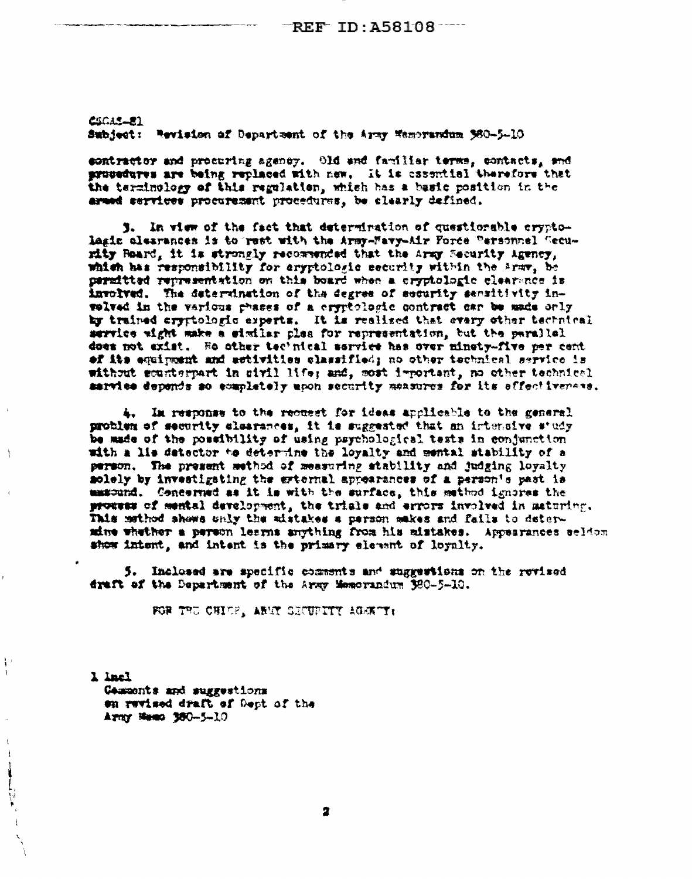CSGAS-81
Subject: Revision of Department of the Army Memorandum 380-5-10

contractor and procuring agency. Old and familiar terms, contacts, and procedures are being replaced with new. It is essential therefore that the terminology of this regulation, which has a basic position in the armed services procurement procedures, be clearly defined.

3. In view of the fact that determination of questionable cryptologic clearances is to rest with the Army-Navy-Air Force Personnel Security Board, it is strongly recommended that the Army Security Agency, which has responsibility for cryptologic security within the Army, be permitted representation on this board when a cryptologic clearance is involved. The determination of the degree of security sensitivity involved in the various phases of a cryptologic contract can be made only by trained cryptologic experts. It is realized that every other technical service might make a similar plea for representation, but the parallel does not exist. No other technical service has over ninety-five per cent of its equipment and activities classified; no other technical service is without counterpart in civil life; and, most important, no other technical service depends so completely upon security measures for its effectiveness.

4. In response to the request for ideas applicable to the general problem of security clearances, it is suggested that an intensive study be made of the possibility of using psychological tests in conjunction with a lie detector to determine the loyalty and mental stability of a person. The present method of measuring stability and judging loyalty solely by investigating the external appearances of a person's past is unsound. Concerned as it is with the surface, this method ignores the process of mental development, the trials and errors involved in maturing. This method shows only the mistakes a person makes and fails to determine whether a person learns anything from his mistakes. Appearances seldom show intent, and intent is the primary element of loyalty.

5. Inclosed are specific comments and suggestions on the revised draft of the Department of the Army Memorandum 380-5-10.

FOR THE CHIEF, ARMY SECURITY AGENCY:

1 Incl
Comments and suggestions on revised draft of Dept of the Army Memo 380-5-10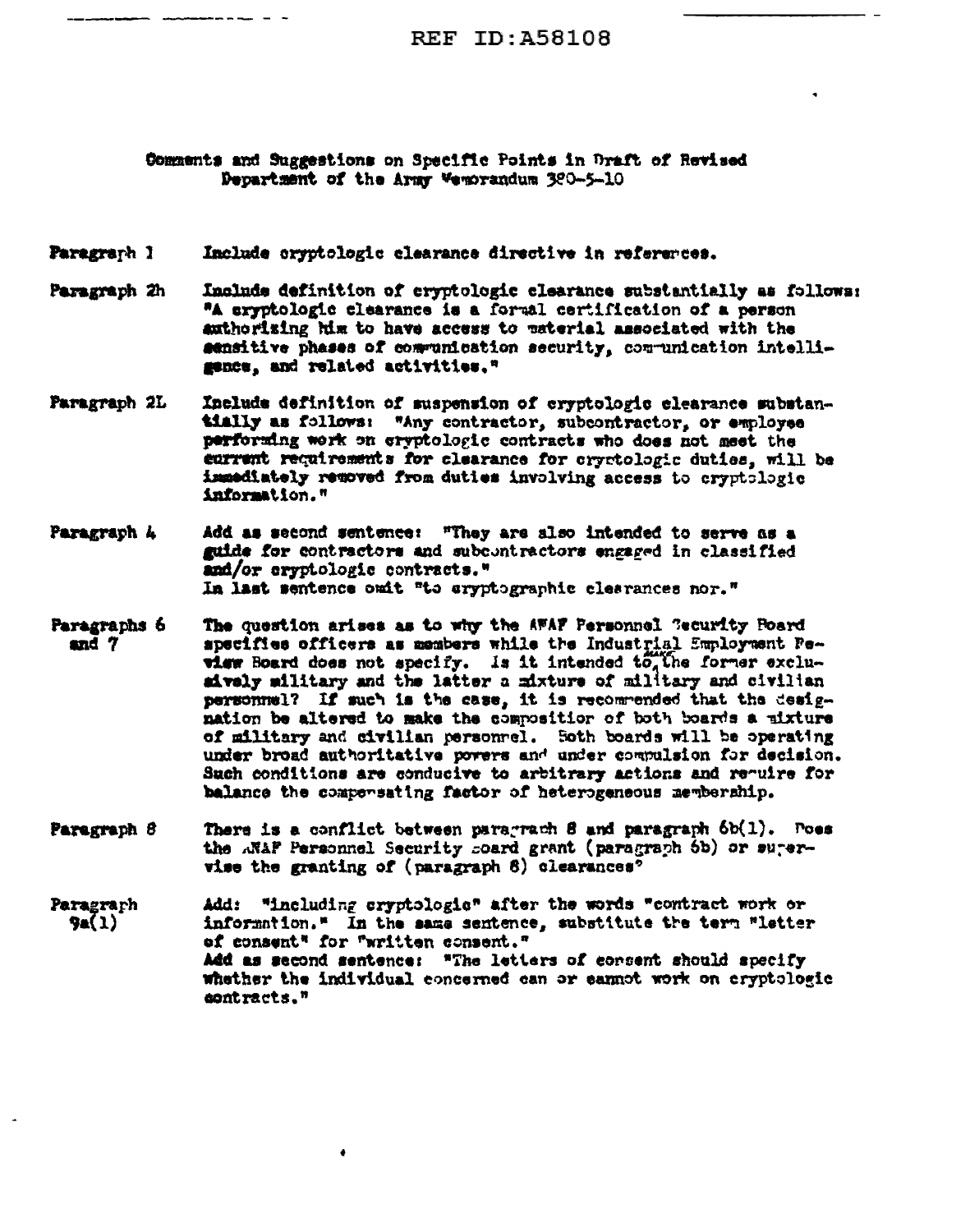REF ID:A58108

Comments and Suggestions on Specific Points in Draft of Revised Department of the Army Memorandum 380-5-10

**Paragraph 1** Include cryptologic clearance directive in references.

**Paragraph 2h** Include definition of cryptologic clearance substantially as follows: "A cryptologic clearance is a formal certification of a person authorizing him to have access to material associated with the sensitive phases of communication security, communication intelligence, and related activities."

**Paragraph 2L** Include definition of suspension of cryptologic clearance substantially as follows: "Any contractor, subcontractor, or employee performing work on cryptologic contracts who does not meet the current requirements for clearance for cryptologic duties, will be immediately removed from duties involving access to cryptologic information."

**Paragraph 4** Add as second sentence: "They are also intended to serve as a guide for contractors and subcontractors engaged in classified and/or cryptologic contracts."
In last sentence omit "to cryptographic clearances nor."

**Paragraphs 6 and 7** The question arises as to why the AFAF Personnel Security Board specifies officers as members while the Industrial Employment Review Board does not specify. Is it intended to make the former exclusively military and the latter a mixture of military and civilian personnel? If such is the case, it is recommended that the designation be altered to make the composition of both boards a mixture of military and civilian personnel. Both boards will be operating under broad authoritative powers and under compulsion for decision. Such conditions are conducive to arbitrary actions and require for balance the compensating factor of heterogeneous membership.

**Paragraph 8** There is a conflict between paragraph 8 and paragraph 6b(1). Does the ANAF Personnel Security Board grant (paragraph 6b) or supervise the granting of (paragraph 8) clearances?

**Paragraph 9a(1)** Add: "including cryptologic" after the words "contract work or information." In the same sentence, substitute the term "letter of consent" for "written consent."
Add as second sentence: "The letters of consent should specify whether the individual concerned can or cannot work on cryptologic contracts."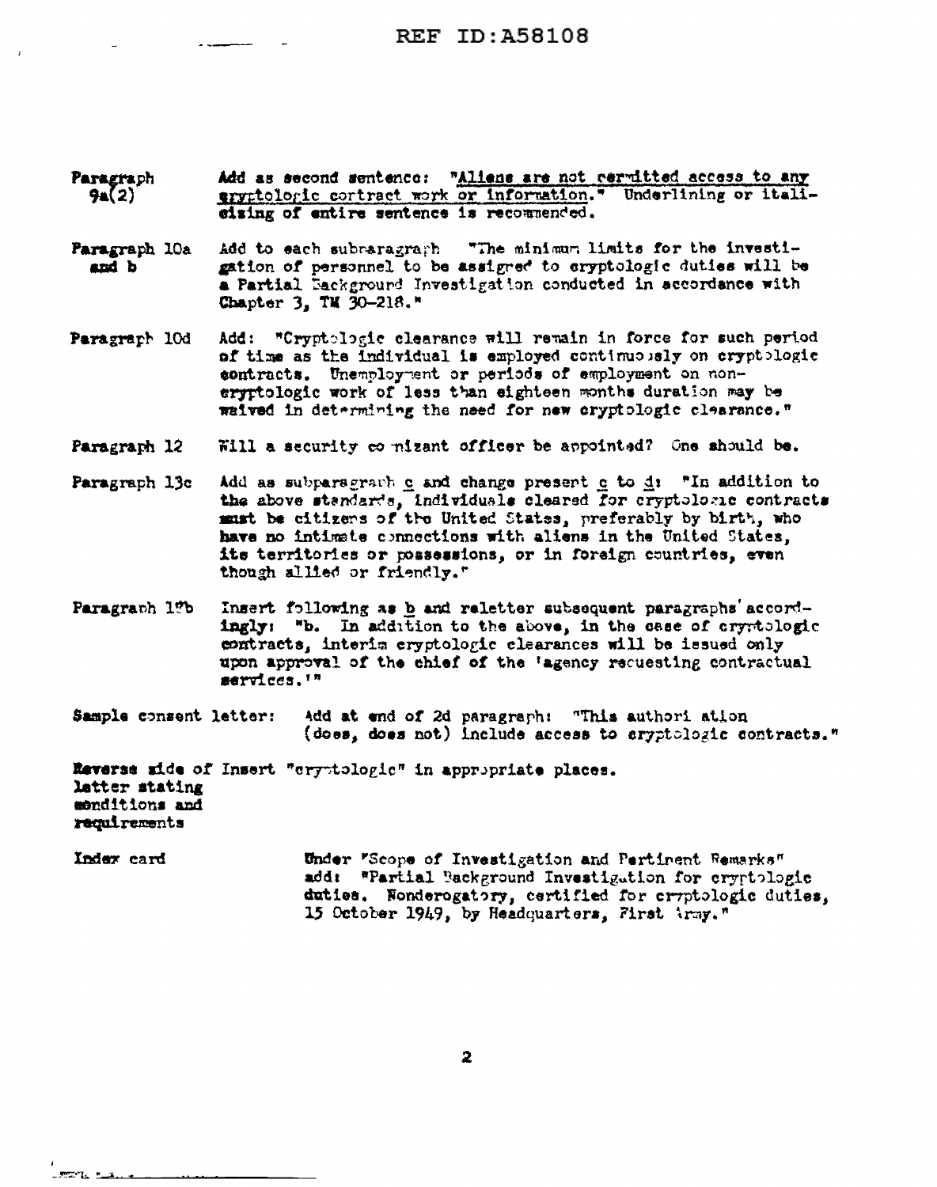REF ID:A58108

| | |
|---|---|
| Paragraph 9a(2) | Add as second sentence: "*Aliens are not permitted access to any cryptologic contract work or information.*" Underlining or italicizing of entire sentence is recommended. |
| Paragraph 10a and b | Add to each subparagraph "The minimum limits for the investigation of personnel to be assigned to cryptologic duties will be a Partial Background Investigation conducted in accordance with Chapter 3, TM 30-218." |
| Paragraph 10d | Add: "Cryptologic clearance will remain in force for such period of time as the individual is employed continuously on cryptologic contracts. Unemployment or periods of employment on non-cryptologic work of less than eighteen months duration may be waived in determining the need for new cryptologic clearance." |
| Paragraph 12 | Will a security cognizant officer be appointed? One should be. |
| Paragraph 13c | Add as subparagraph c and change present c to d: "In addition to the above standards, individuals cleared for cryptologic contracts must be citizens of the United States, preferably by birth, who have no intimate connections with aliens in the United States, its territories or possessions, or in foreign countries, even though allied or friendly." |
| Paragraph 17b | Insert following as b and reletter subsequent paragraphs accordingly: "b. In addition to the above, in the case of cryptologic contracts, interim cryptologic clearances will be issued only upon approval of the chief of the 'agency requesting contractual services.'" |
| Sample consent letter: | Add at end of 2d paragraph: "This authorization (does, does not) include access to cryptologic contracts." |
| Reverse side of letter stating conditions and requirements | Insert "cryptologic" in appropriate places. |
| Index card | Under "Scope of Investigation and Pertinent Remarks" add: "Partial Background Investigation for cryptologic duties. Nonderogatory, certified for cryptologic duties, 15 October 1949, by Headquarters, First Army." |